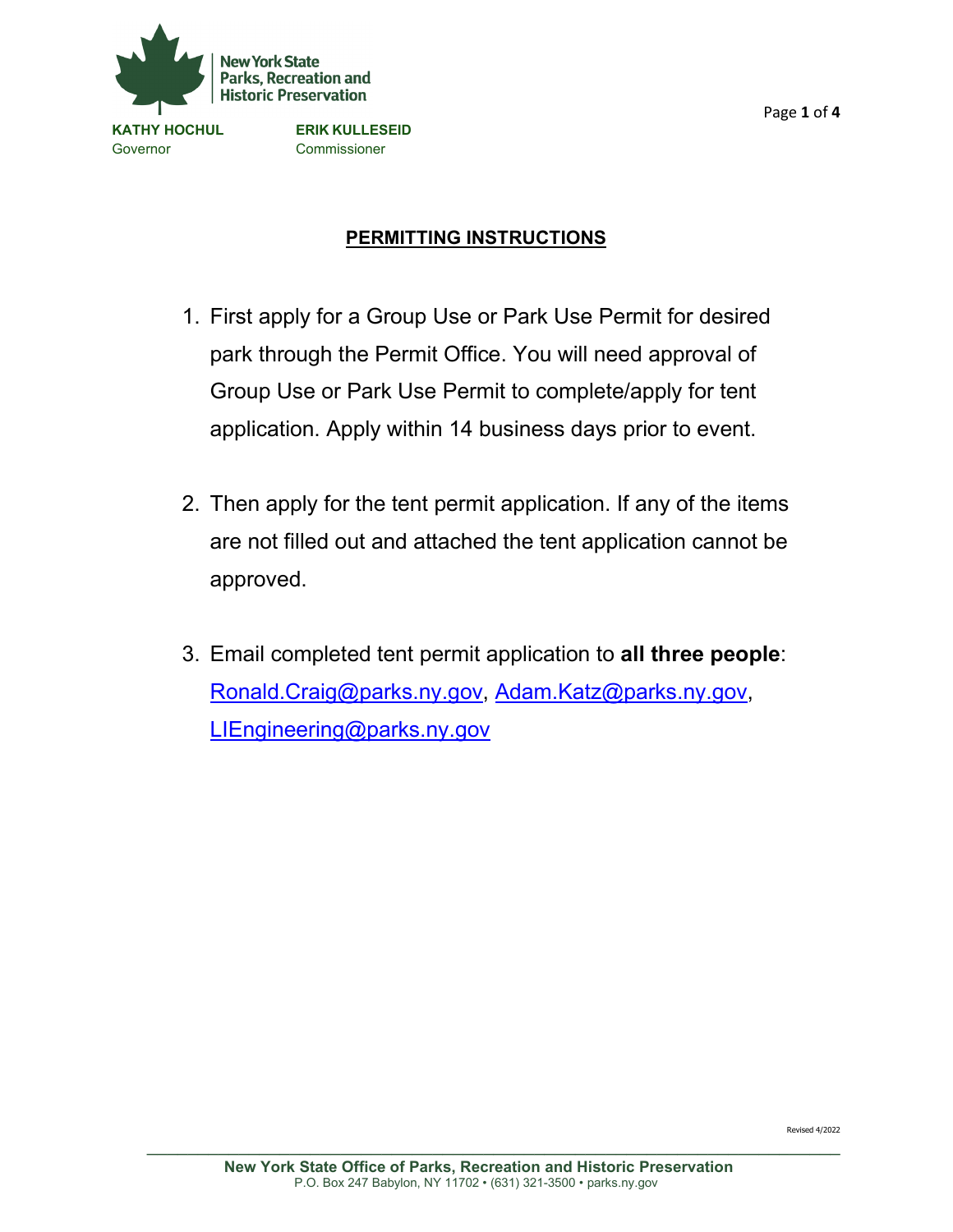New York State Parks, Recreation and Historic Preservation

**KATHY HOCHUL**
Governor

**ERIK KULLESEID**
Commissioner

## PERMITTING INSTRUCTIONS

1. First apply for a Group Use or Park Use Permit for desired park through the Permit Office. You will need approval of Group Use or Park Use Permit to complete/apply for tent application. Apply within 14 business days prior to event.

2. Then apply for the tent permit application. If any of the items are not filled out and attached the tent application cannot be approved.

3. Email completed tent permit application to **all three people**: Ronald.Craig@parks.ny.gov, Adam.Katz@parks.ny.gov, LIEngineering@parks.ny.gov

Revised 4/2022

**New York State Office of Parks, Recreation and Historic Preservation**
P.O. Box 247 Babylon, NY 11702 • (631) 321-3500 • parks.ny.gov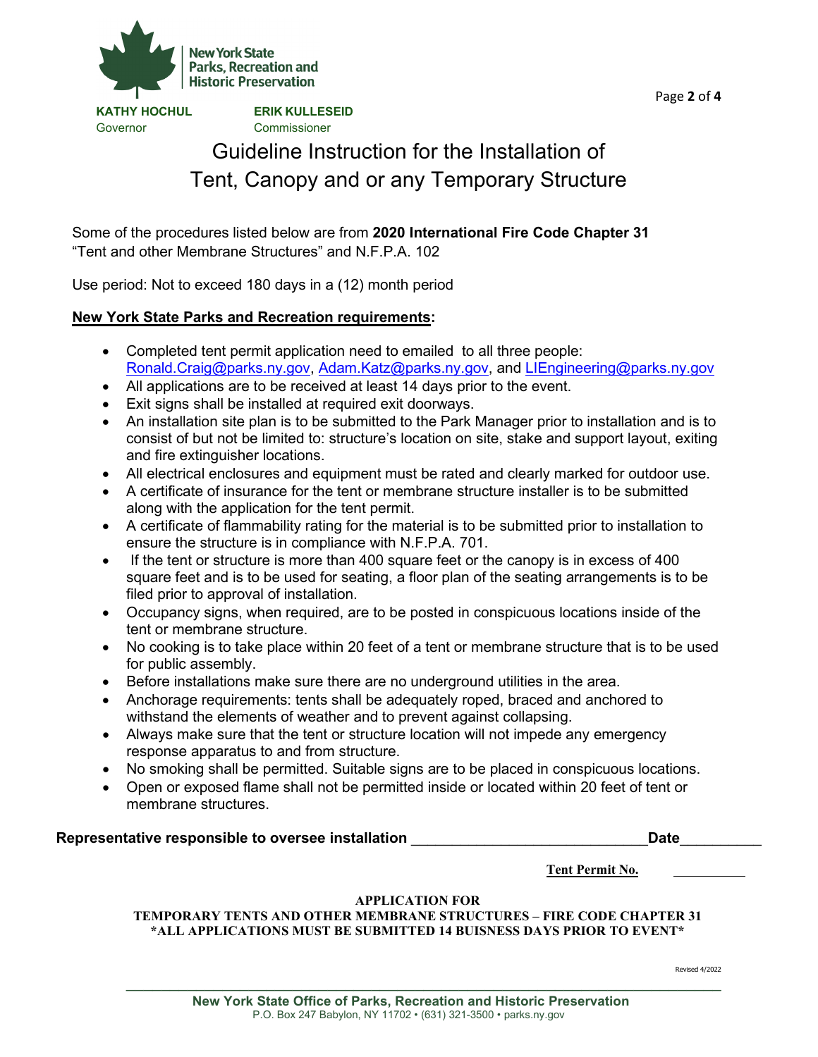New York State Parks, Recreation and Historic Preservation

**KATHY HOCHUL**
Governor

**ERIK KULLESEID**
Commissioner

# Guideline Instruction for the Installation of Tent, Canopy and or any Temporary Structure

Some of the procedures listed below are from **2020 International Fire Code Chapter 31** "Tent and other Membrane Structures" and N.F.P.A. 102

Use period: Not to exceed 180 days in a (12) month period

**New York State Parks and Recreation requirements:**

- Completed tent permit application need to emailed to all three people: Ronald.Craig@parks.ny.gov, Adam.Katz@parks.ny.gov, and LIEngineering@parks.ny.gov
- All applications are to be received at least 14 days prior to the event.
- Exit signs shall be installed at required exit doorways.
- An installation site plan is to be submitted to the Park Manager prior to installation and is to consist of but not be limited to: structure's location on site, stake and support layout, exiting and fire extinguisher locations.
- All electrical enclosures and equipment must be rated and clearly marked for outdoor use.
- A certificate of insurance for the tent or membrane structure installer is to be submitted along with the application for the tent permit.
- A certificate of flammability rating for the material is to be submitted prior to installation to ensure the structure is in compliance with N.F.P.A. 701.
- If the tent or structure is more than 400 square feet or the canopy is in excess of 400 square feet and is to be used for seating, a floor plan of the seating arrangements is to be filed prior to approval of installation.
- Occupancy signs, when required, are to be posted in conspicuous locations inside of the tent or membrane structure.
- No cooking is to take place within 20 feet of a tent or membrane structure that is to be used for public assembly.
- Before installations make sure there are no underground utilities in the area.
- Anchorage requirements: tents shall be adequately roped, braced and anchored to withstand the elements of weather and to prevent against collapsing.
- Always make sure that the tent or structure location will not impede any emergency response apparatus to and from structure.
- No smoking shall be permitted. Suitable signs are to be placed in conspicuous locations.
- Open or exposed flame shall not be permitted inside or located within 20 feet of tent or membrane structures.

**Representative responsible to oversee installation** ______________________________ **Date**__________

**Tent Permit No.** ___________

**APPLICATION FOR**
**TEMPORARY TENTS AND OTHER MEMBRANE STRUCTURES – FIRE CODE CHAPTER 31**
**\*ALL APPLICATIONS MUST BE SUBMITTED 14 BUISNESS DAYS PRIOR TO EVENT\***

Revised 4/2022

**New York State Office of Parks, Recreation and Historic Preservation**
P.O. Box 247 Babylon, NY 11702 • (631) 321-3500 • parks.ny.gov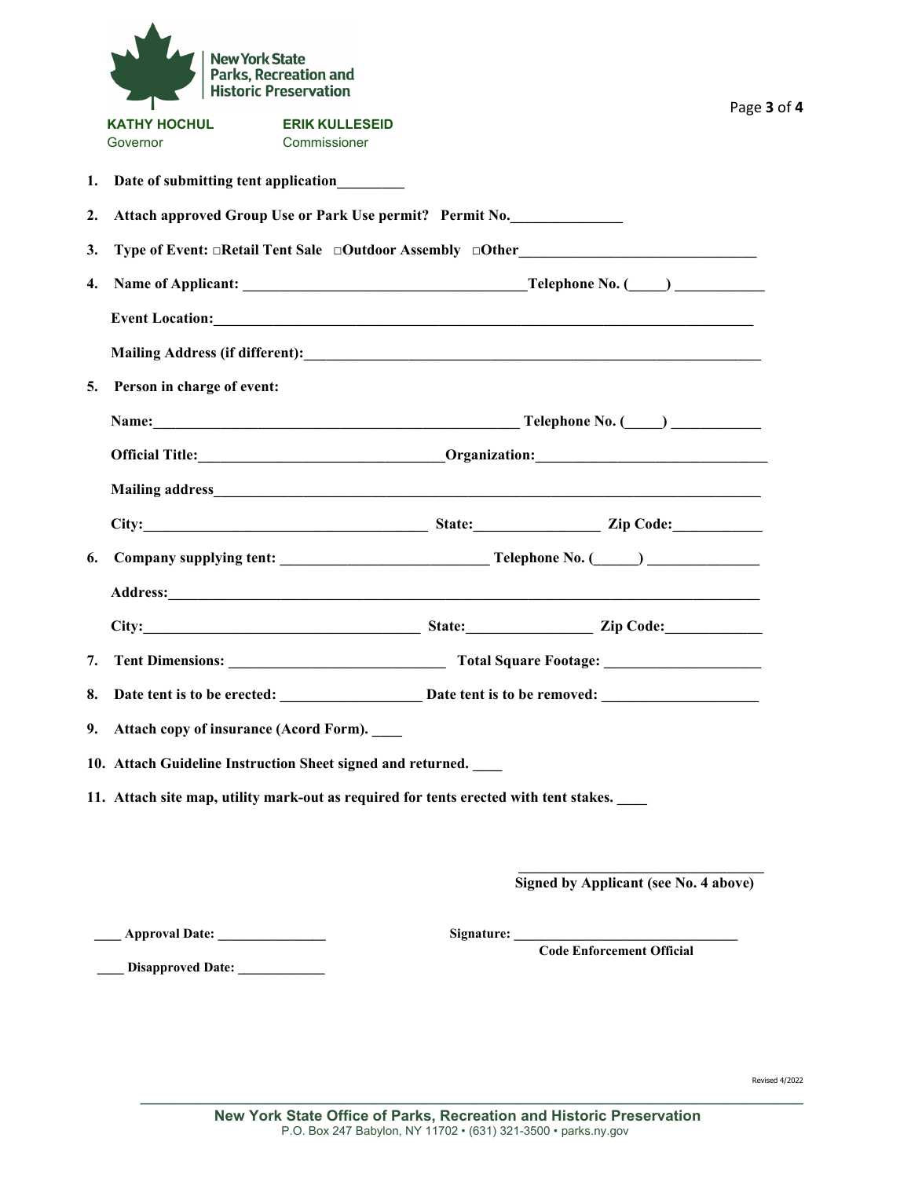New York State Parks, Recreation and Historic Preservation

**KATHY HOCHUL**
Governor

**ERIK KULLESEID**
Commissioner

1. **Date of submitting tent application_________**
2. **Attach approved Group Use or Park Use permit? Permit No._______________**
3. **Type of Event: □Retail Tent Sale □Outdoor Assembly □Other________________________________**
4. **Name of Applicant: _____________________________________Telephone No. (_____) ____________**

   **Event Location:___________________________________________________________________________**

   **Mailing Address (if different):______________________________________________________________**

5. **Person in charge of event:**

   **Name:________________________________________________ Telephone No. (_____) ____________**

   **Official Title:________________________________Organization:______________________________**

   **Mailing address__________________________________________________________________________**

   **City:_____________________________________ State:________________ Zip Code:____________**

6. **Company supplying tent: ___________________________ Telephone No. (______) _______________**

   **Address:_________________________________________________________________________________**

   **City:____________________________________ State:_________________ Zip Code:_____________**

7. **Tent Dimensions: ____________________________ Total Square Footage: ____________________**
8. **Date tent is to be erected: __________________ Date tent is to be removed: ____________________**
9. **Attach copy of insurance (Acord Form). ____**
10. **Attach Guideline Instruction Sheet signed and returned. ____**
11. **Attach site map, utility mark-out as required for tents erected with tent stakes. ____**

_________________________________
**Signed by Applicant (see No. 4 above)**

**____ Approval Date: ________________**

**Signature: _________________________________**
**Code Enforcement Official**

**____ Disapproved Date: _____________**

Revised 4/2022

**New York State Office of Parks, Recreation and Historic Preservation**
P.O. Box 247 Babylon, NY 11702 • (631) 321-3500 • parks.ny.gov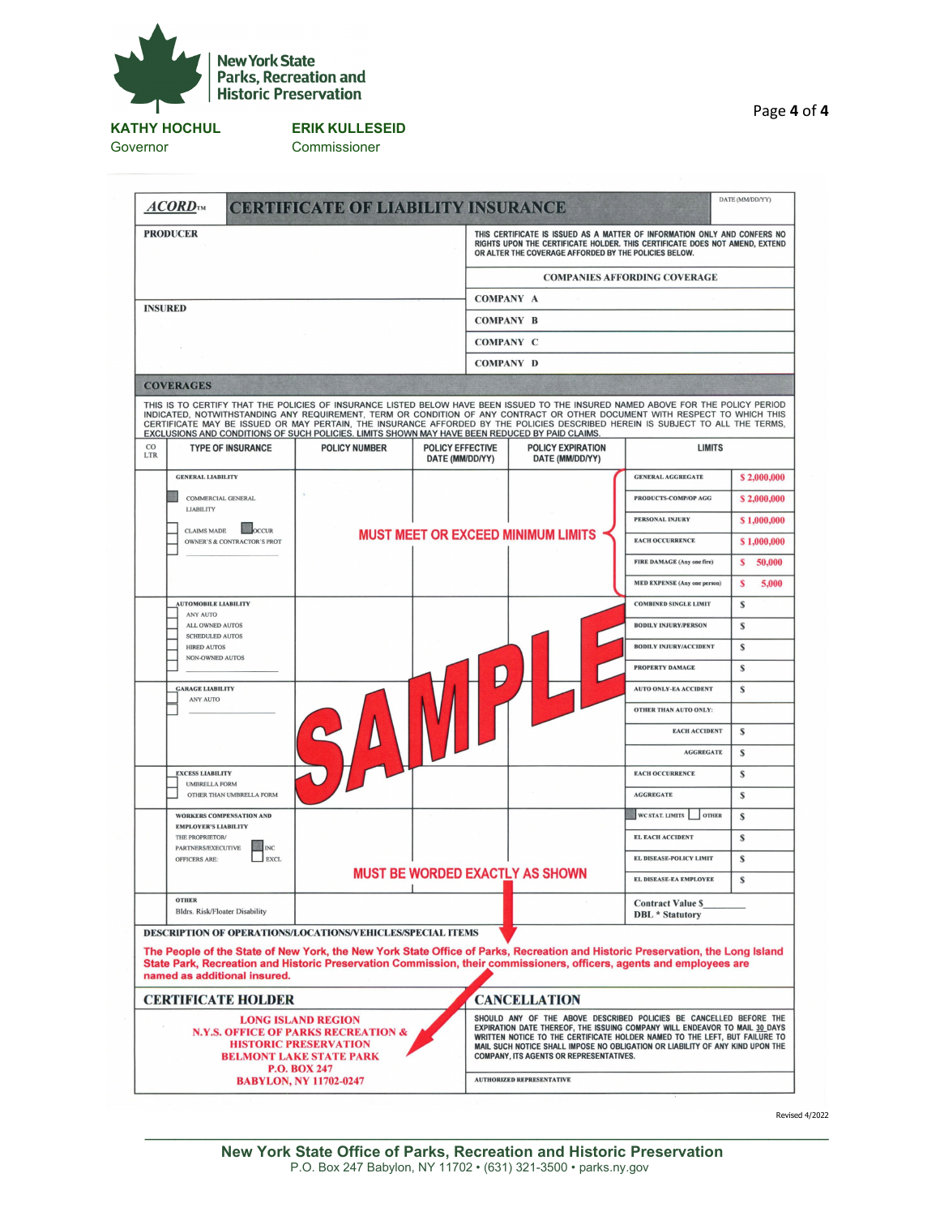**New York State Parks, Recreation and Historic Preservation**

**KATHY HOCHUL**
Governor

**ERIK KULLESEID**
Commissioner

## ACORD™ CERTIFICATE OF LIABILITY INSURANCE

DATE (MM/DD/YY)

**PRODUCER**

THIS CERTIFICATE IS ISSUED AS A MATTER OF INFORMATION ONLY AND CONFERS NO RIGHTS UPON THE CERTIFICATE HOLDER. THIS CERTIFICATE DOES NOT AMEND, EXTEND OR ALTER THE COVERAGE AFFORDED BY THE POLICIES BELOW.

**INSURED**

COMPANIES AFFORDING COVERAGE

- COMPANY A
- COMPANY B
- COMPANY C
- COMPANY D

### COVERAGES

THIS IS TO CERTIFY THAT THE POLICIES OF INSURANCE LISTED BELOW HAVE BEEN ISSUED TO THE INSURED NAMED ABOVE FOR THE POLICY PERIOD INDICATED, NOTWITHSTANDING ANY REQUIREMENT, TERM OR CONDITION OF ANY CONTRACT OR OTHER DOCUMENT WITH RESPECT TO WHICH THIS CERTIFICATE MAY BE ISSUED OR MAY PERTAIN, THE INSURANCE AFFORDED BY THE POLICIES DESCRIBED HEREIN IS SUBJECT TO ALL THE TERMS, EXCLUSIONS AND CONDITIONS OF SUCH POLICIES. LIMITS SHOWN MAY HAVE BEEN REDUCED BY PAID CLAIMS.

| CO LTR | TYPE OF INSURANCE | POLICY NUMBER | POLICY EFFECTIVE DATE (MM/DD/YY) | POLICY EXPIRATION DATE (MM/DD/YY) | LIMITS | |
|---|---|---|---|---|---|---|
| | GENERAL LIABILITY<br>COMMERCIAL GENERAL LIABILITY<br>CLAIMS MADE / OCCUR<br>OWNER'S & CONTRACTOR'S PROT | | MUST MEET OR EXCEED MINIMUM LIMITS | | GENERAL AGGREGATE | $ 2,000,000 |
| | | | | | PRODUCTS-COMP/OP AGG | $ 2,000,000 |
| | | | | | PERSONAL INJURY | $ 1,000,000 |
| | | | | | EACH OCCURRENCE | $ 1,000,000 |
| | | | | | FIRE DAMAGE (Any one fire) | $ 50,000 |
| | | | | | MED EXPENSE (Any one person) | $ 5,000 |
| | AUTOMOBILE LIABILITY<br>ANY AUTO<br>ALL OWNED AUTOS<br>SCHEDULED AUTOS<br>HIRED AUTOS<br>NON-OWNED AUTOS | | | | COMBINED SINGLE LIMIT | $ |
| | | | | | BODILY INJURY/PERSON | $ |
| | | | | | BODILY INJURY/ACCIDENT | $ |
| | | | | | PROPERTY DAMAGE | $ |
| | GARAGE LIABILITY<br>ANY AUTO | | | | AUTO ONLY-EA ACCIDENT | $ |
| | | | | | OTHER THAN AUTO ONLY: | |
| | | | | | EACH ACCIDENT | $ |
| | | | | | AGGREGATE | $ |
| | EXCESS LIABILITY<br>UMBRELLA FORM<br>OTHER THAN UMBRELLA FORM | | | | EACH OCCURRENCE | $ |
| | | | | | AGGREGATE | $ |
| | WORKERS COMPENSATION AND EMPLOYER'S LIABILITY<br>THE PROPRIETOR/ PARTNERS/EXECUTIVE OFFICERS ARE: INC / EXCL | | | | WC STAT. LIMITS / OTHER | $ |
| | | | | | EL EACH ACCIDENT | $ |
| | | | | | EL DISEASE-POLICY LIMIT | $ |
| | | | | | EL DISEASE-EA EMPLOYEE | $ |
| | OTHER<br>Bldrs. Risk/Floater Disability | | | | Contract Value $________<br>DBL * Statutory | |

SAMPLE

MUST BE WORDED EXACTLY AS SHOWN

**DESCRIPTION OF OPERATIONS/LOCATIONS/VEHICLES/SPECIAL ITEMS**

**The People of the State of New York, the New York State Office of Parks, Recreation and Historic Preservation, the Long Island State Park, Recreation and Historic Preservation Commission, their commissioners, officers, agents and employees are named as additional insured.**

### CERTIFICATE HOLDER

**LONG ISLAND REGION**
**N.Y.S. OFFICE OF PARKS RECREATION & HISTORIC PRESERVATION**
**BELMONT LAKE STATE PARK**
**P.O. BOX 247**
**BABYLON, NY 11702-0247**

### CANCELLATION

SHOULD ANY OF THE ABOVE DESCRIBED POLICIES BE CANCELLED BEFORE THE EXPIRATION DATE THEREOF, THE ISSUING COMPANY WILL ENDEAVOR TO MAIL 30 DAYS WRITTEN NOTICE TO THE CERTIFICATE HOLDER NAMED TO THE LEFT, BUT FAILURE TO MAIL SUCH NOTICE SHALL IMPOSE NO OBLIGATION OR LIABILITY OF ANY KIND UPON THE COMPANY, ITS AGENTS OR REPRESENTATIVES.

AUTHORIZED REPRESENTATIVE

Revised 4/2022

**New York State Office of Parks, Recreation and Historic Preservation**
P.O. Box 247 Babylon, NY 11702 • (631) 321-3500 • parks.ny.gov